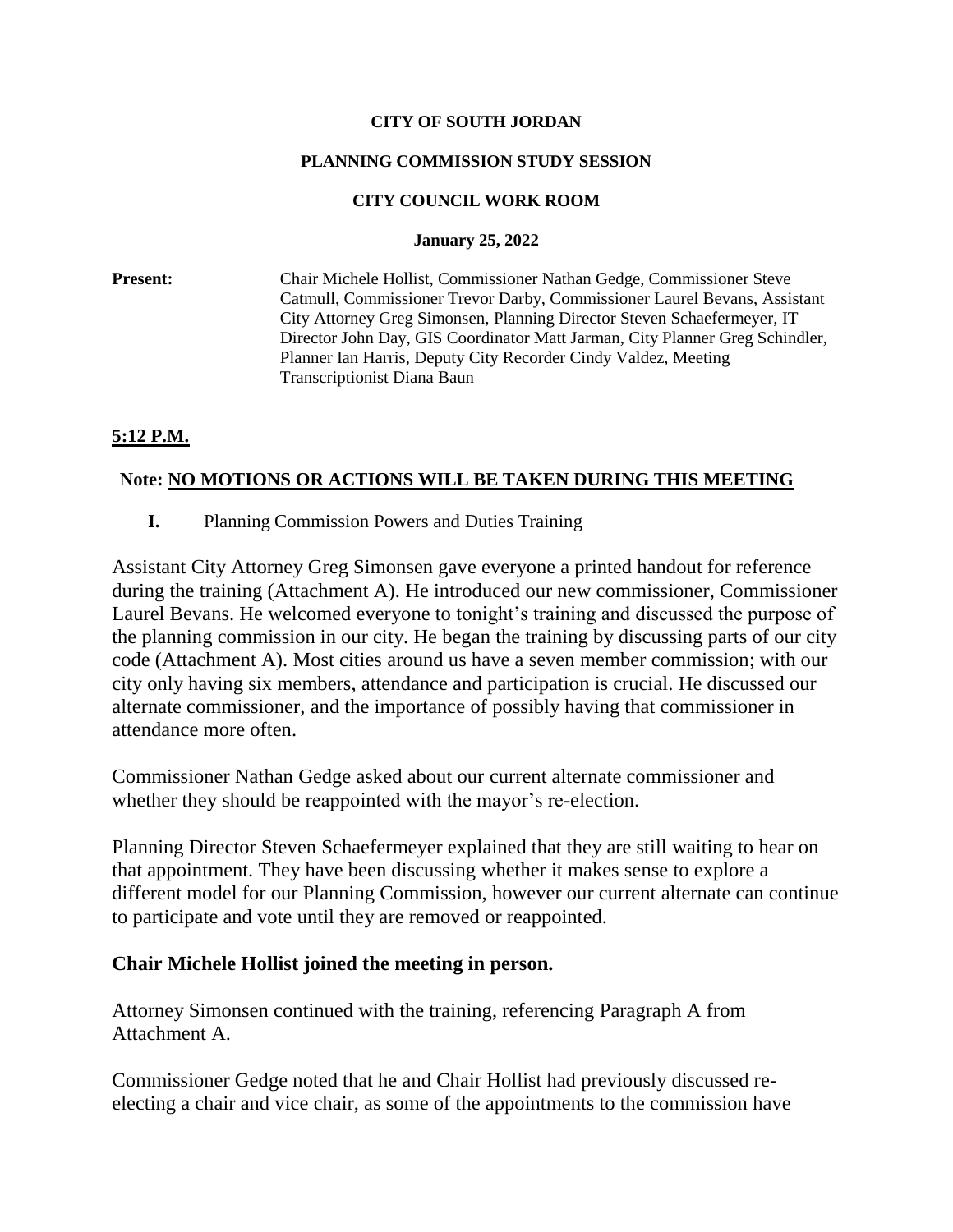**CITY OF SOUTH JORDAN**

**PLANNING COMMISSION STUDY SESSION**

**CITY COUNCIL WORK ROOM**

**January 25, 2022**

**Present:** Chair Michele Hollist, Commissioner Nathan Gedge, Commissioner Steve Catmull, Commissioner Trevor Darby, Commissioner Laurel Bevans, Assistant City Attorney Greg Simonsen, Planning Director Steven Schaefermeyer, IT Director John Day, GIS Coordinator Matt Jarman, City Planner Greg Schindler, Planner Ian Harris, Deputy City Recorder Cindy Valdez, Meeting Transcriptionist Diana Baun

**5:12 P.M.**

**Note: NO MOTIONS OR ACTIONS WILL BE TAKEN DURING THIS MEETING**

**I.** Planning Commission Powers and Duties Training

Assistant City Attorney Greg Simonsen gave everyone a printed handout for reference during the training (Attachment A). He introduced our new commissioner, Commissioner Laurel Bevans. He welcomed everyone to tonight's training and discussed the purpose of the planning commission in our city. He began the training by discussing parts of our city code (Attachment A). Most cities around us have a seven member commission; with our city only having six members, attendance and participation is crucial. He discussed our alternate commissioner, and the importance of possibly having that commissioner in attendance more often.

Commissioner Nathan Gedge asked about our current alternate commissioner and whether they should be reappointed with the mayor's re-election.

Planning Director Steven Schaefermeyer explained that they are still waiting to hear on that appointment. They have been discussing whether it makes sense to explore a different model for our Planning Commission, however our current alternate can continue to participate and vote until they are removed or reappointed.

**Chair Michele Hollist joined the meeting in person.**

Attorney Simonsen continued with the training, referencing Paragraph A from Attachment A.

Commissioner Gedge noted that he and Chair Hollist had previously discussed re-electing a chair and vice chair, as some of the appointments to the commission have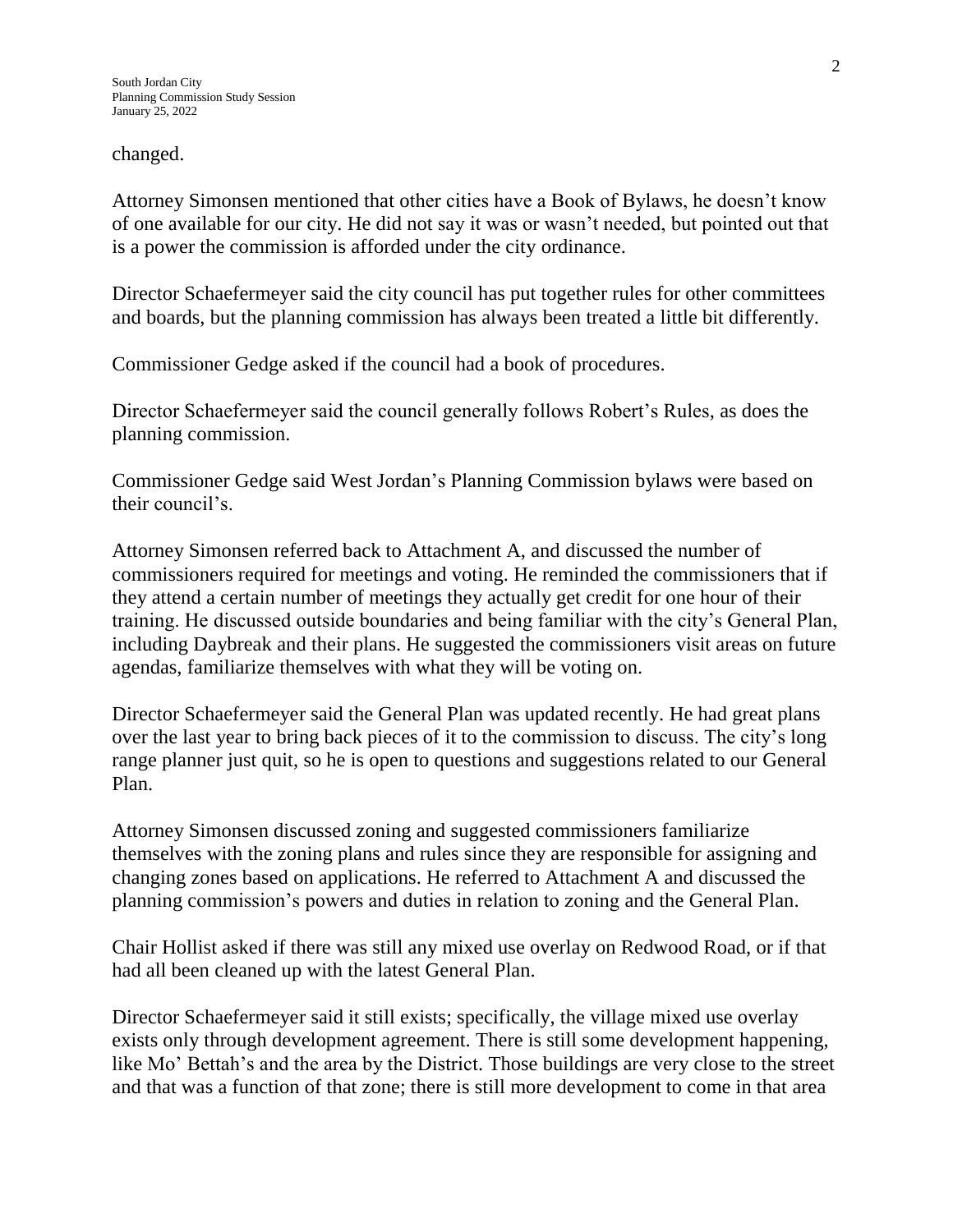changed.

Attorney Simonsen mentioned that other cities have a Book of Bylaws, he doesn't know of one available for our city. He did not say it was or wasn't needed, but pointed out that is a power the commission is afforded under the city ordinance.

Director Schaefermeyer said the city council has put together rules for other committees and boards, but the planning commission has always been treated a little bit differently.

Commissioner Gedge asked if the council had a book of procedures.

Director Schaefermeyer said the council generally follows Robert's Rules, as does the planning commission.

Commissioner Gedge said West Jordan's Planning Commission bylaws were based on their council's.

Attorney Simonsen referred back to Attachment A, and discussed the number of commissioners required for meetings and voting. He reminded the commissioners that if they attend a certain number of meetings they actually get credit for one hour of their training. He discussed outside boundaries and being familiar with the city's General Plan, including Daybreak and their plans. He suggested the commissioners visit areas on future agendas, familiarize themselves with what they will be voting on.

Director Schaefermeyer said the General Plan was updated recently. He had great plans over the last year to bring back pieces of it to the commission to discuss. The city's long range planner just quit, so he is open to questions and suggestions related to our General Plan.

Attorney Simonsen discussed zoning and suggested commissioners familiarize themselves with the zoning plans and rules since they are responsible for assigning and changing zones based on applications. He referred to Attachment A and discussed the planning commission's powers and duties in relation to zoning and the General Plan.

Chair Hollist asked if there was still any mixed use overlay on Redwood Road, or if that had all been cleaned up with the latest General Plan.

Director Schaefermeyer said it still exists; specifically, the village mixed use overlay exists only through development agreement. There is still some development happening, like Mo' Bettah's and the area by the District. Those buildings are very close to the street and that was a function of that zone; there is still more development to come in that area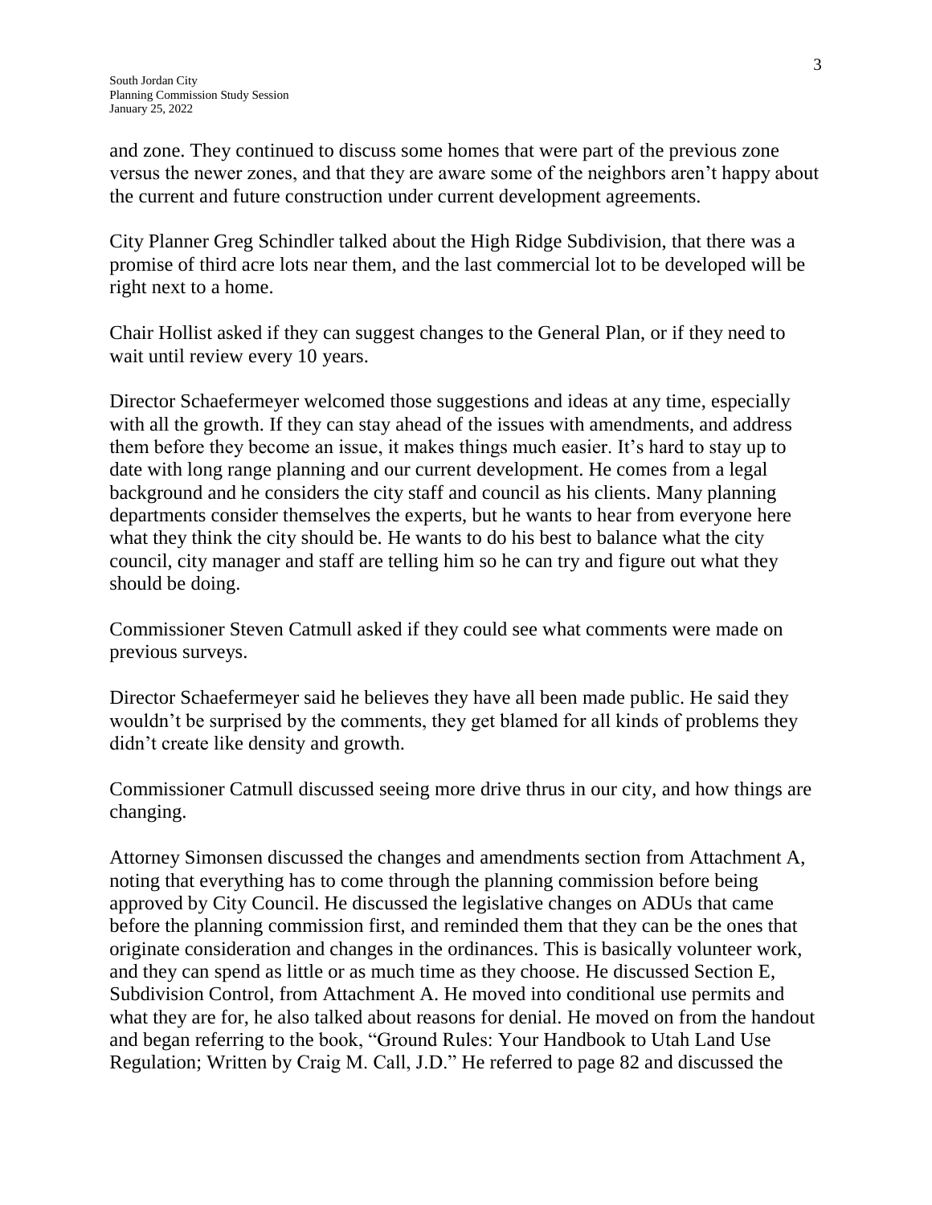and zone. They continued to discuss some homes that were part of the previous zone versus the newer zones, and that they are aware some of the neighbors aren't happy about the current and future construction under current development agreements.

City Planner Greg Schindler talked about the High Ridge Subdivision, that there was a promise of third acre lots near them, and the last commercial lot to be developed will be right next to a home.

Chair Hollist asked if they can suggest changes to the General Plan, or if they need to wait until review every 10 years.

Director Schaefermeyer welcomed those suggestions and ideas at any time, especially with all the growth. If they can stay ahead of the issues with amendments, and address them before they become an issue, it makes things much easier. It's hard to stay up to date with long range planning and our current development. He comes from a legal background and he considers the city staff and council as his clients. Many planning departments consider themselves the experts, but he wants to hear from everyone here what they think the city should be. He wants to do his best to balance what the city council, city manager and staff are telling him so he can try and figure out what they should be doing.

Commissioner Steven Catmull asked if they could see what comments were made on previous surveys.

Director Schaefermeyer said he believes they have all been made public. He said they wouldn't be surprised by the comments, they get blamed for all kinds of problems they didn't create like density and growth.

Commissioner Catmull discussed seeing more drive thrus in our city, and how things are changing.

Attorney Simonsen discussed the changes and amendments section from Attachment A, noting that everything has to come through the planning commission before being approved by City Council. He discussed the legislative changes on ADUs that came before the planning commission first, and reminded them that they can be the ones that originate consideration and changes in the ordinances. This is basically volunteer work, and they can spend as little or as much time as they choose. He discussed Section E, Subdivision Control, from Attachment A. He moved into conditional use permits and what they are for, he also talked about reasons for denial. He moved on from the handout and began referring to the book, "Ground Rules: Your Handbook to Utah Land Use Regulation; Written by Craig M. Call, J.D." He referred to page 82 and discussed the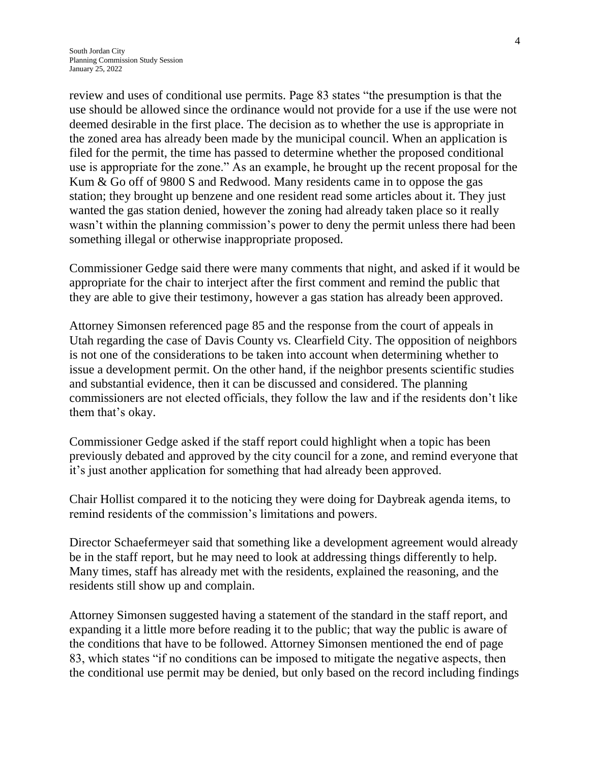review and uses of conditional use permits. Page 83 states "the presumption is that the use should be allowed since the ordinance would not provide for a use if the use were not deemed desirable in the first place. The decision as to whether the use is appropriate in the zoned area has already been made by the municipal council. When an application is filed for the permit, the time has passed to determine whether the proposed conditional use is appropriate for the zone." As an example, he brought up the recent proposal for the Kum & Go off of 9800 S and Redwood. Many residents came in to oppose the gas station; they brought up benzene and one resident read some articles about it. They just wanted the gas station denied, however the zoning had already taken place so it really wasn't within the planning commission's power to deny the permit unless there had been something illegal or otherwise inappropriate proposed.

Commissioner Gedge said there were many comments that night, and asked if it would be appropriate for the chair to interject after the first comment and remind the public that they are able to give their testimony, however a gas station has already been approved.

Attorney Simonsen referenced page 85 and the response from the court of appeals in Utah regarding the case of Davis County vs. Clearfield City. The opposition of neighbors is not one of the considerations to be taken into account when determining whether to issue a development permit. On the other hand, if the neighbor presents scientific studies and substantial evidence, then it can be discussed and considered. The planning commissioners are not elected officials, they follow the law and if the residents don't like them that's okay.

Commissioner Gedge asked if the staff report could highlight when a topic has been previously debated and approved by the city council for a zone, and remind everyone that it's just another application for something that had already been approved.

Chair Hollist compared it to the noticing they were doing for Daybreak agenda items, to remind residents of the commission's limitations and powers.

Director Schaefermeyer said that something like a development agreement would already be in the staff report, but he may need to look at addressing things differently to help. Many times, staff has already met with the residents, explained the reasoning, and the residents still show up and complain.

Attorney Simonsen suggested having a statement of the standard in the staff report, and expanding it a little more before reading it to the public; that way the public is aware of the conditions that have to be followed. Attorney Simonsen mentioned the end of page 83, which states "if no conditions can be imposed to mitigate the negative aspects, then the conditional use permit may be denied, but only based on the record including findings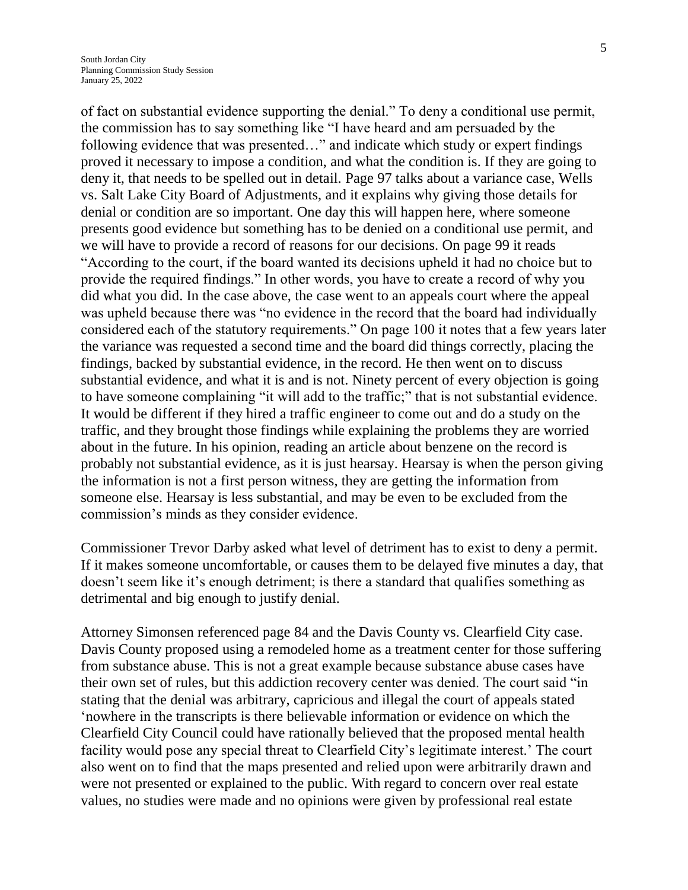of fact on substantial evidence supporting the denial." To deny a conditional use permit, the commission has to say something like "I have heard and am persuaded by the following evidence that was presented…" and indicate which study or expert findings proved it necessary to impose a condition, and what the condition is. If they are going to deny it, that needs to be spelled out in detail. Page 97 talks about a variance case, Wells vs. Salt Lake City Board of Adjustments, and it explains why giving those details for denial or condition are so important. One day this will happen here, where someone presents good evidence but something has to be denied on a conditional use permit, and we will have to provide a record of reasons for our decisions. On page 99 it reads "According to the court, if the board wanted its decisions upheld it had no choice but to provide the required findings." In other words, you have to create a record of why you did what you did. In the case above, the case went to an appeals court where the appeal was upheld because there was "no evidence in the record that the board had individually considered each of the statutory requirements." On page 100 it notes that a few years later the variance was requested a second time and the board did things correctly, placing the findings, backed by substantial evidence, in the record. He then went on to discuss substantial evidence, and what it is and is not. Ninety percent of every objection is going to have someone complaining "it will add to the traffic;" that is not substantial evidence. It would be different if they hired a traffic engineer to come out and do a study on the traffic, and they brought those findings while explaining the problems they are worried about in the future. In his opinion, reading an article about benzene on the record is probably not substantial evidence, as it is just hearsay. Hearsay is when the person giving the information is not a first person witness, they are getting the information from someone else. Hearsay is less substantial, and may be even to be excluded from the commission's minds as they consider evidence.

Commissioner Trevor Darby asked what level of detriment has to exist to deny a permit. If it makes someone uncomfortable, or causes them to be delayed five minutes a day, that doesn't seem like it's enough detriment; is there a standard that qualifies something as detrimental and big enough to justify denial.

Attorney Simonsen referenced page 84 and the Davis County vs. Clearfield City case. Davis County proposed using a remodeled home as a treatment center for those suffering from substance abuse. This is not a great example because substance abuse cases have their own set of rules, but this addiction recovery center was denied. The court said "in stating that the denial was arbitrary, capricious and illegal the court of appeals stated 'nowhere in the transcripts is there believable information or evidence on which the Clearfield City Council could have rationally believed that the proposed mental health facility would pose any special threat to Clearfield City's legitimate interest.' The court also went on to find that the maps presented and relied upon were arbitrarily drawn and were not presented or explained to the public. With regard to concern over real estate values, no studies were made and no opinions were given by professional real estate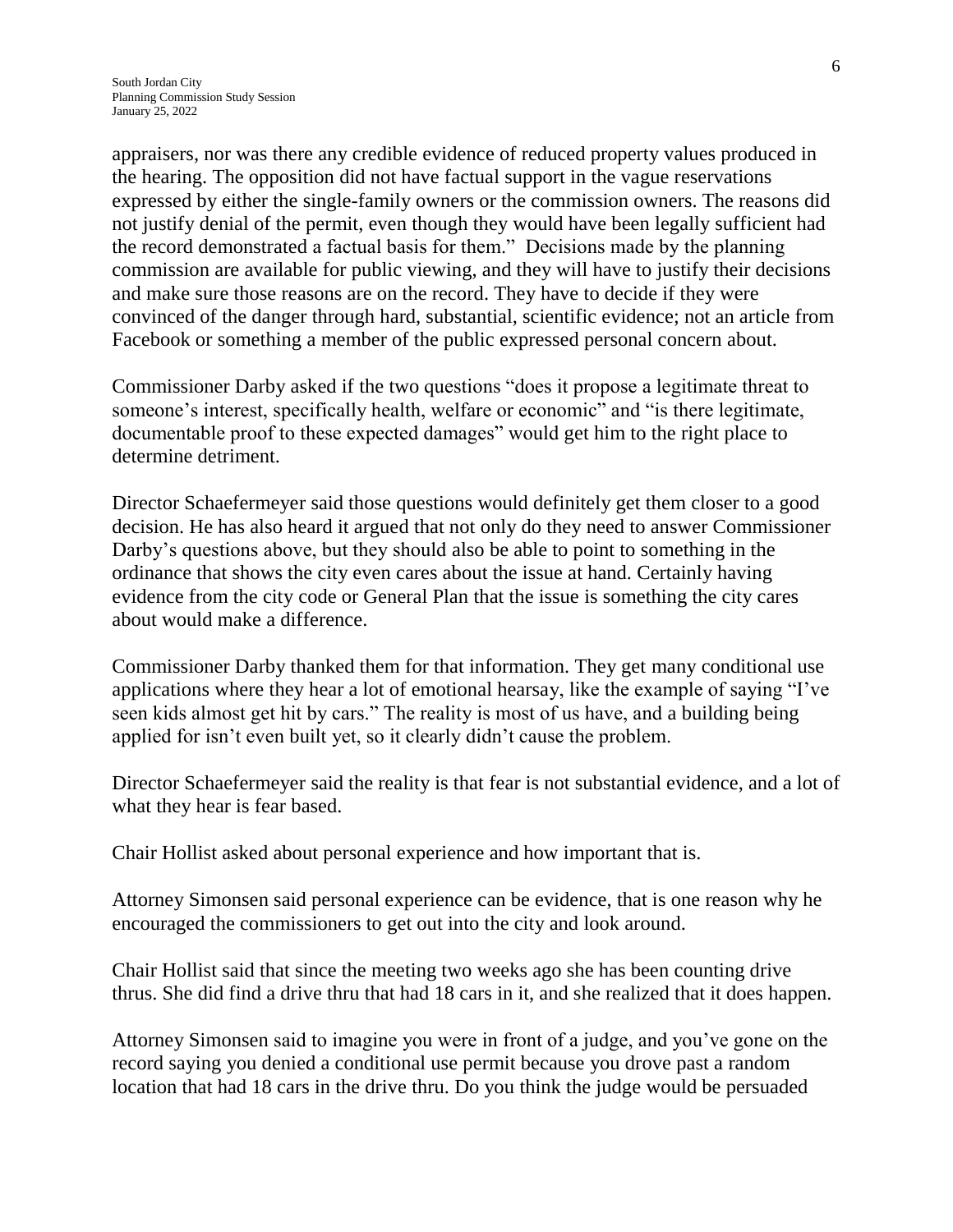appraisers, nor was there any credible evidence of reduced property values produced in the hearing. The opposition did not have factual support in the vague reservations expressed by either the single-family owners or the commission owners. The reasons did not justify denial of the permit, even though they would have been legally sufficient had the record demonstrated a factual basis for them." Decisions made by the planning commission are available for public viewing, and they will have to justify their decisions and make sure those reasons are on the record. They have to decide if they were convinced of the danger through hard, substantial, scientific evidence; not an article from Facebook or something a member of the public expressed personal concern about.

Commissioner Darby asked if the two questions "does it propose a legitimate threat to someone's interest, specifically health, welfare or economic" and "is there legitimate, documentable proof to these expected damages" would get him to the right place to determine detriment.

Director Schaefermeyer said those questions would definitely get them closer to a good decision. He has also heard it argued that not only do they need to answer Commissioner Darby's questions above, but they should also be able to point to something in the ordinance that shows the city even cares about the issue at hand. Certainly having evidence from the city code or General Plan that the issue is something the city cares about would make a difference.

Commissioner Darby thanked them for that information. They get many conditional use applications where they hear a lot of emotional hearsay, like the example of saying "I've seen kids almost get hit by cars." The reality is most of us have, and a building being applied for isn't even built yet, so it clearly didn't cause the problem.

Director Schaefermeyer said the reality is that fear is not substantial evidence, and a lot of what they hear is fear based.

Chair Hollist asked about personal experience and how important that is.

Attorney Simonsen said personal experience can be evidence, that is one reason why he encouraged the commissioners to get out into the city and look around.

Chair Hollist said that since the meeting two weeks ago she has been counting drive thrus. She did find a drive thru that had 18 cars in it, and she realized that it does happen.

Attorney Simonsen said to imagine you were in front of a judge, and you've gone on the record saying you denied a conditional use permit because you drove past a random location that had 18 cars in the drive thru. Do you think the judge would be persuaded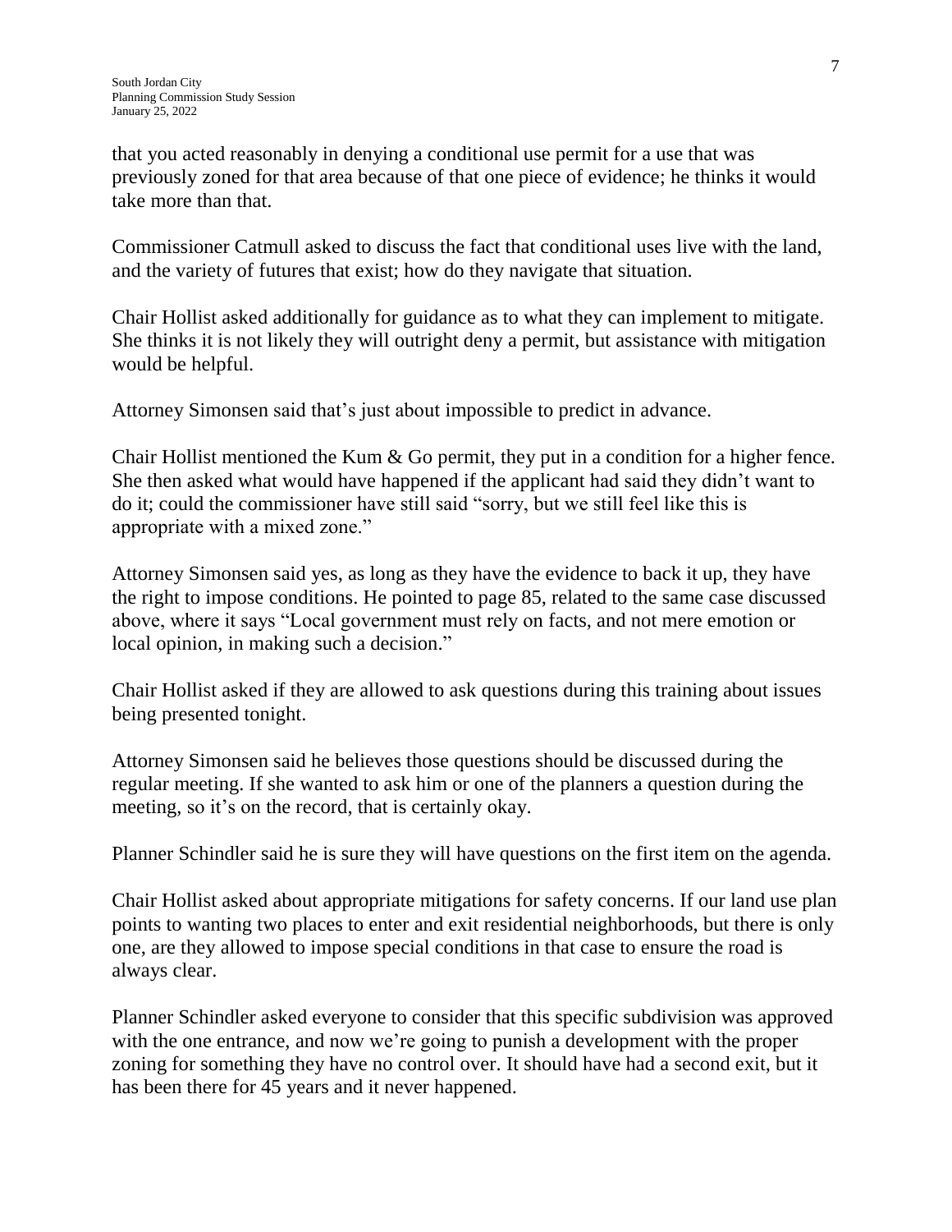that you acted reasonably in denying a conditional use permit for a use that was previously zoned for that area because of that one piece of evidence; he thinks it would take more than that.

Commissioner Catmull asked to discuss the fact that conditional uses live with the land, and the variety of futures that exist; how do they navigate that situation.

Chair Hollist asked additionally for guidance as to what they can implement to mitigate. She thinks it is not likely they will outright deny a permit, but assistance with mitigation would be helpful.

Attorney Simonsen said that's just about impossible to predict in advance.

Chair Hollist mentioned the Kum & Go permit, they put in a condition for a higher fence. She then asked what would have happened if the applicant had said they didn't want to do it; could the commissioner have still said "sorry, but we still feel like this is appropriate with a mixed zone."

Attorney Simonsen said yes, as long as they have the evidence to back it up, they have the right to impose conditions. He pointed to page 85, related to the same case discussed above, where it says "Local government must rely on facts, and not mere emotion or local opinion, in making such a decision."

Chair Hollist asked if they are allowed to ask questions during this training about issues being presented tonight.

Attorney Simonsen said he believes those questions should be discussed during the regular meeting. If she wanted to ask him or one of the planners a question during the meeting, so it's on the record, that is certainly okay.

Planner Schindler said he is sure they will have questions on the first item on the agenda.

Chair Hollist asked about appropriate mitigations for safety concerns. If our land use plan points to wanting two places to enter and exit residential neighborhoods, but there is only one, are they allowed to impose special conditions in that case to ensure the road is always clear.

Planner Schindler asked everyone to consider that this specific subdivision was approved with the one entrance, and now we're going to punish a development with the proper zoning for something they have no control over. It should have had a second exit, but it has been there for 45 years and it never happened.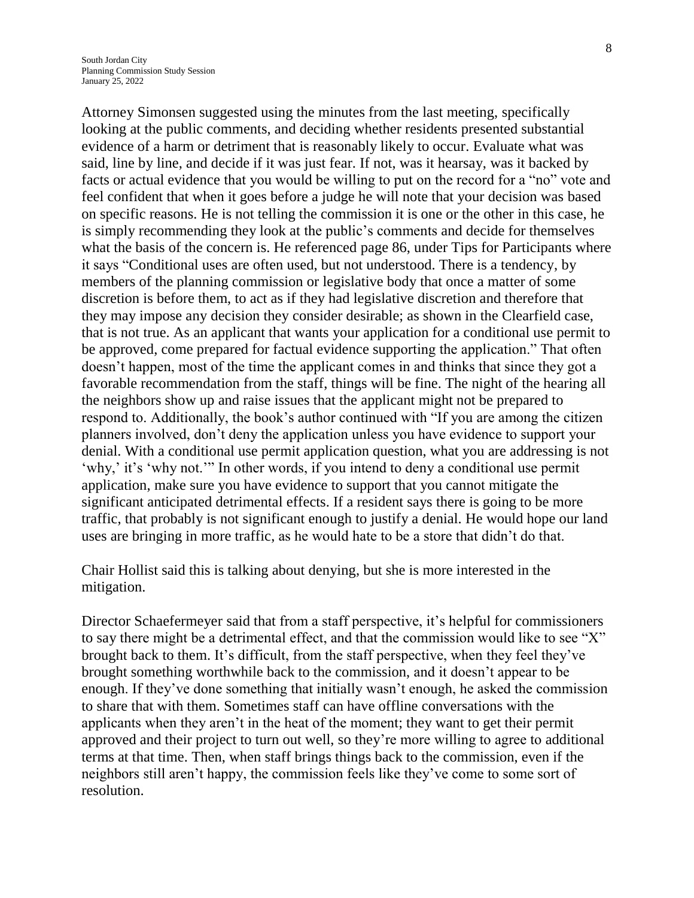Attorney Simonsen suggested using the minutes from the last meeting, specifically looking at the public comments, and deciding whether residents presented substantial evidence of a harm or detriment that is reasonably likely to occur. Evaluate what was said, line by line, and decide if it was just fear. If not, was it hearsay, was it backed by facts or actual evidence that you would be willing to put on the record for a "no" vote and feel confident that when it goes before a judge he will note that your decision was based on specific reasons. He is not telling the commission it is one or the other in this case, he is simply recommending they look at the public's comments and decide for themselves what the basis of the concern is. He referenced page 86, under Tips for Participants where it says "Conditional uses are often used, but not understood. There is a tendency, by members of the planning commission or legislative body that once a matter of some discretion is before them, to act as if they had legislative discretion and therefore that they may impose any decision they consider desirable; as shown in the Clearfield case, that is not true. As an applicant that wants your application for a conditional use permit to be approved, come prepared for factual evidence supporting the application." That often doesn't happen, most of the time the applicant comes in and thinks that since they got a favorable recommendation from the staff, things will be fine. The night of the hearing all the neighbors show up and raise issues that the applicant might not be prepared to respond to. Additionally, the book's author continued with "If you are among the citizen planners involved, don't deny the application unless you have evidence to support your denial. With a conditional use permit application question, what you are addressing is not 'why,' it's 'why not.'" In other words, if you intend to deny a conditional use permit application, make sure you have evidence to support that you cannot mitigate the significant anticipated detrimental effects. If a resident says there is going to be more traffic, that probably is not significant enough to justify a denial. He would hope our land uses are bringing in more traffic, as he would hate to be a store that didn't do that.

Chair Hollist said this is talking about denying, but she is more interested in the mitigation.

Director Schaefermeyer said that from a staff perspective, it's helpful for commissioners to say there might be a detrimental effect, and that the commission would like to see "X" brought back to them. It's difficult, from the staff perspective, when they feel they've brought something worthwhile back to the commission, and it doesn't appear to be enough. If they've done something that initially wasn't enough, he asked the commission to share that with them. Sometimes staff can have offline conversations with the applicants when they aren't in the heat of the moment; they want to get their permit approved and their project to turn out well, so they're more willing to agree to additional terms at that time. Then, when staff brings things back to the commission, even if the neighbors still aren't happy, the commission feels like they've come to some sort of resolution.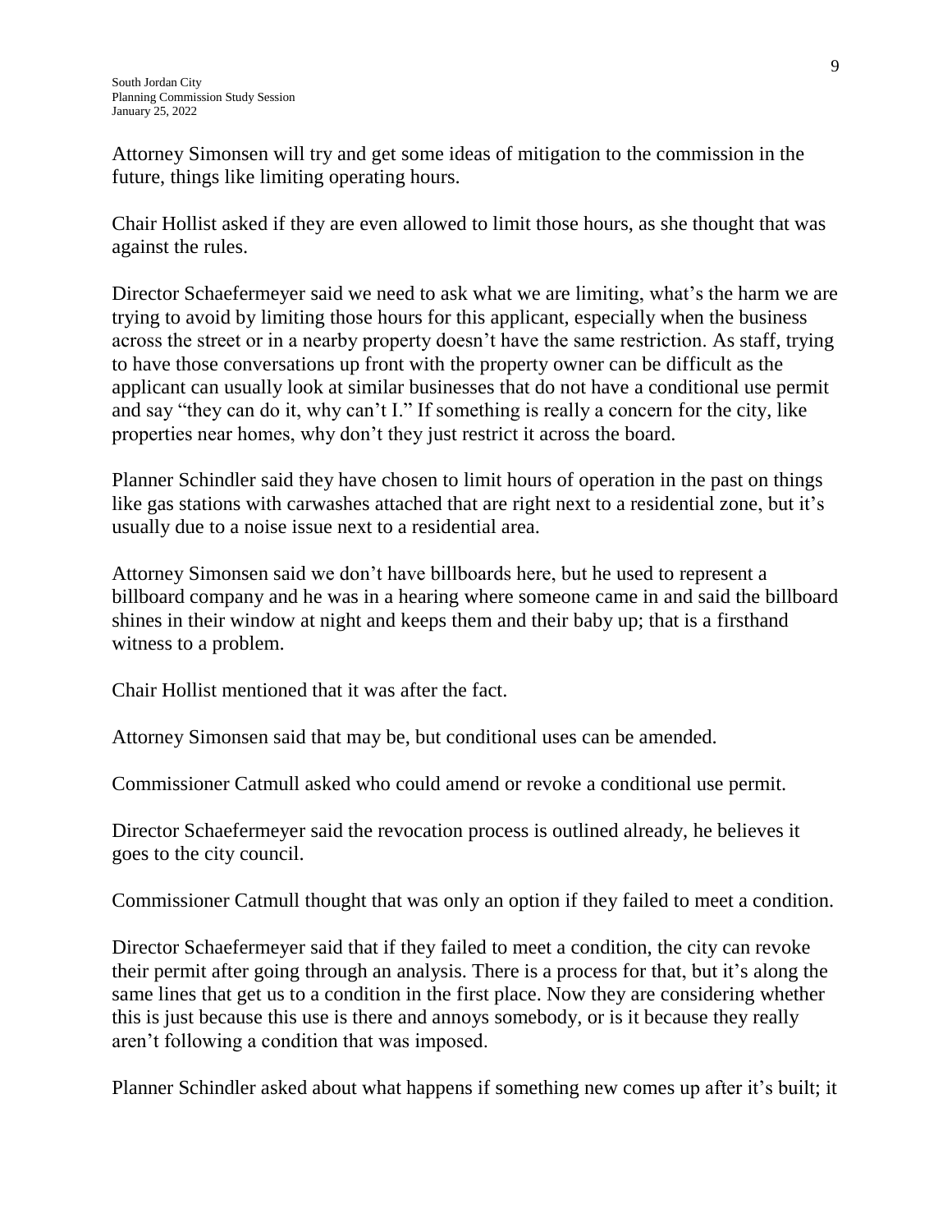Attorney Simonsen will try and get some ideas of mitigation to the commission in the future, things like limiting operating hours.

Chair Hollist asked if they are even allowed to limit those hours, as she thought that was against the rules.

Director Schaefermeyer said we need to ask what we are limiting, what's the harm we are trying to avoid by limiting those hours for this applicant, especially when the business across the street or in a nearby property doesn't have the same restriction. As staff, trying to have those conversations up front with the property owner can be difficult as the applicant can usually look at similar businesses that do not have a conditional use permit and say "they can do it, why can't I." If something is really a concern for the city, like properties near homes, why don't they just restrict it across the board.

Planner Schindler said they have chosen to limit hours of operation in the past on things like gas stations with carwashes attached that are right next to a residential zone, but it's usually due to a noise issue next to a residential area.

Attorney Simonsen said we don't have billboards here, but he used to represent a billboard company and he was in a hearing where someone came in and said the billboard shines in their window at night and keeps them and their baby up; that is a firsthand witness to a problem.

Chair Hollist mentioned that it was after the fact.

Attorney Simonsen said that may be, but conditional uses can be amended.

Commissioner Catmull asked who could amend or revoke a conditional use permit.

Director Schaefermeyer said the revocation process is outlined already, he believes it goes to the city council.

Commissioner Catmull thought that was only an option if they failed to meet a condition.

Director Schaefermeyer said that if they failed to meet a condition, the city can revoke their permit after going through an analysis. There is a process for that, but it's along the same lines that get us to a condition in the first place. Now they are considering whether this is just because this use is there and annoys somebody, or is it because they really aren't following a condition that was imposed.

Planner Schindler asked about what happens if something new comes up after it's built; it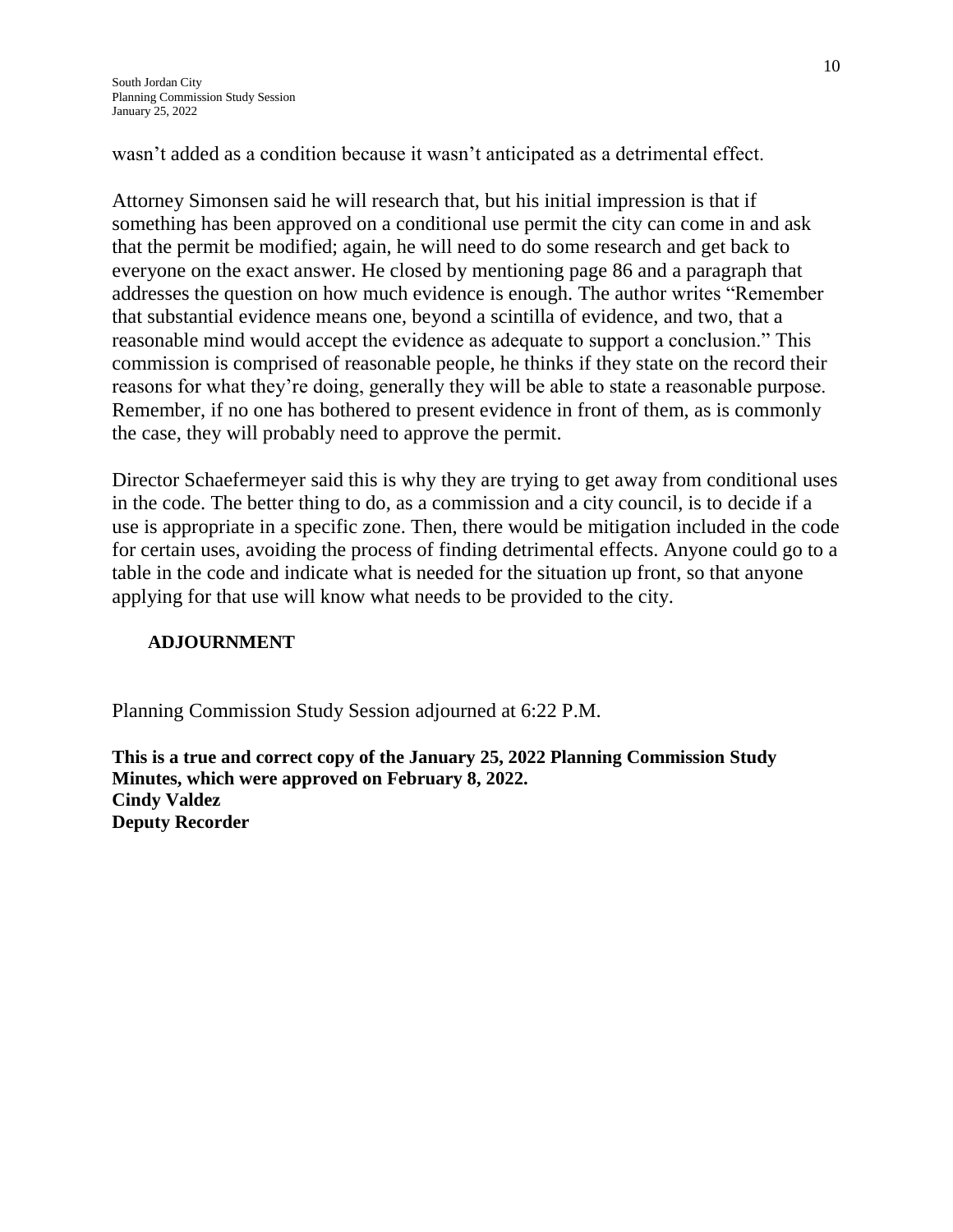wasn't added as a condition because it wasn't anticipated as a detrimental effect.

Attorney Simonsen said he will research that, but his initial impression is that if something has been approved on a conditional use permit the city can come in and ask that the permit be modified; again, he will need to do some research and get back to everyone on the exact answer. He closed by mentioning page 86 and a paragraph that addresses the question on how much evidence is enough. The author writes "Remember that substantial evidence means one, beyond a scintilla of evidence, and two, that a reasonable mind would accept the evidence as adequate to support a conclusion." This commission is comprised of reasonable people, he thinks if they state on the record their reasons for what they're doing, generally they will be able to state a reasonable purpose. Remember, if no one has bothered to present evidence in front of them, as is commonly the case, they will probably need to approve the permit.

Director Schaefermeyer said this is why they are trying to get away from conditional uses in the code. The better thing to do, as a commission and a city council, is to decide if a use is appropriate in a specific zone. Then, there would be mitigation included in the code for certain uses, avoiding the process of finding detrimental effects. Anyone could go to a table in the code and indicate what is needed for the situation up front, so that anyone applying for that use will know what needs to be provided to the city.

**ADJOURNMENT**

Planning Commission Study Session adjourned at 6:22 P.M.

**This is a true and correct copy of the January 25, 2022 Planning Commission Study Minutes, which were approved on February 8, 2022.**
**Cindy Valdez**
**Deputy Recorder**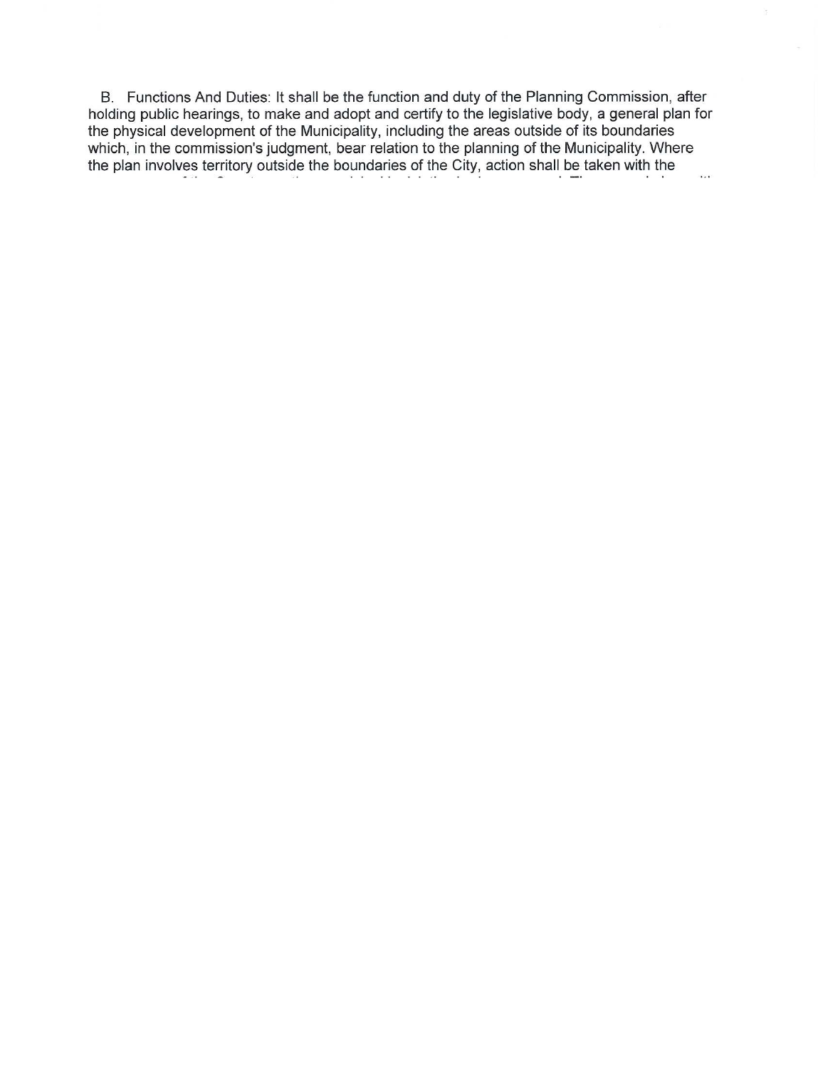B. Functions And Duties: It shall be the function and duty of the Planning Commission, after holding public hearings, to make and adopt and certify to the legislative body, a general plan for the physical development of the Municipality, including the areas outside of its boundaries which, in the commission's judgment, bear relation to the planning of the Municipality. Where the plan involves territory outside the boundaries of the City, action shall be taken with the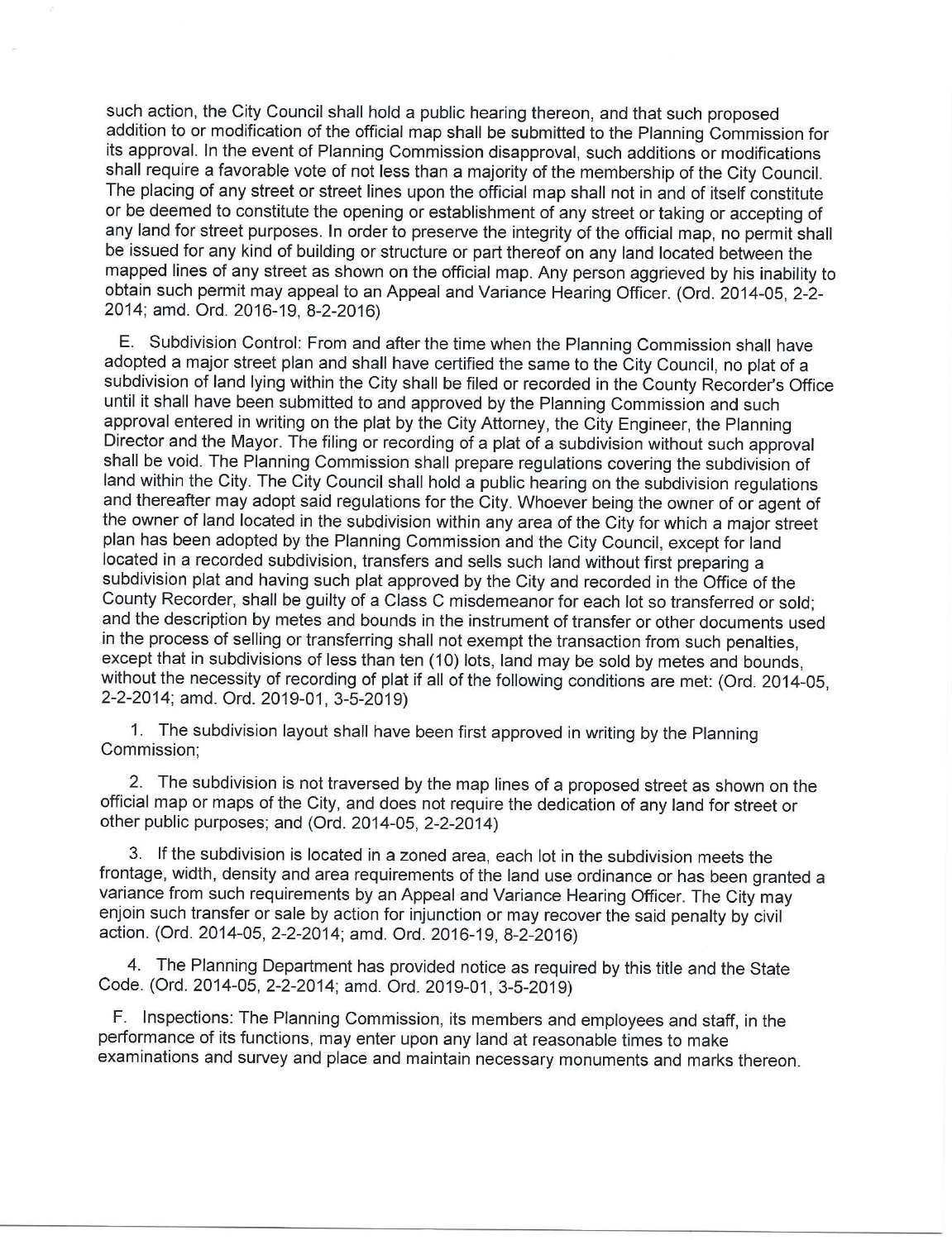such action, the City Council shall hold a public hearing thereon, and that such proposed addition to or modification of the official map shall be submitted to the Planning Commission for its approval. In the event of Planning Commission disapproval, such additions or modifications shall require a favorable vote of not less than a majority of the membership of the City Council. The placing of any street or street lines upon the official map shall not in and of itself constitute or be deemed to constitute the opening or establishment of any street or taking or accepting of any land for street purposes. In order to preserve the integrity of the official map, no permit shall be issued for any kind of building or structure or part thereof on any land located between the mapped lines of any street as shown on the official map. Any person aggrieved by his inability to obtain such permit may appeal to an Appeal and Variance Hearing Officer. (Ord. 2014-05, 2-2-2014; amd. Ord. 2016-19, 8-2-2016)

E. Subdivision Control: From and after the time when the Planning Commission shall have adopted a major street plan and shall have certified the same to the City Council, no plat of a subdivision of land lying within the City shall be filed or recorded in the County Recorder's Office until it shall have been submitted to and approved by the Planning Commission and such approval entered in writing on the plat by the City Attorney, the City Engineer, the Planning Director and the Mayor. The filing or recording of a plat of a subdivision without such approval shall be void. The Planning Commission shall prepare regulations covering the subdivision of land within the City. The City Council shall hold a public hearing on the subdivision regulations and thereafter may adopt said regulations for the City. Whoever being the owner of or agent of the owner of land located in the subdivision within any area of the City for which a major street plan has been adopted by the Planning Commission and the City Council, except for land located in a recorded subdivision, transfers and sells such land without first preparing a subdivision plat and having such plat approved by the City and recorded in the Office of the County Recorder, shall be guilty of a Class C misdemeanor for each lot so transferred or sold; and the description by metes and bounds in the instrument of transfer or other documents used in the process of selling or transferring shall not exempt the transaction from such penalties, except that in subdivisions of less than ten (10) lots, land may be sold by metes and bounds, without the necessity of recording of plat if all of the following conditions are met: (Ord. 2014-05, 2-2-2014; amd. Ord. 2019-01, 3-5-2019)

1. The subdivision layout shall have been first approved in writing by the Planning Commission;

2. The subdivision is not traversed by the map lines of a proposed street as shown on the official map or maps of the City, and does not require the dedication of any land for street or other public purposes; and (Ord. 2014-05, 2-2-2014)

3. If the subdivision is located in a zoned area, each lot in the subdivision meets the frontage, width, density and area requirements of the land use ordinance or has been granted a variance from such requirements by an Appeal and Variance Hearing Officer. The City may enjoin such transfer or sale by action for injunction or may recover the said penalty by civil action. (Ord. 2014-05, 2-2-2014; amd. Ord. 2016-19, 8-2-2016)

4. The Planning Department has provided notice as required by this title and the State Code. (Ord. 2014-05, 2-2-2014; amd. Ord. 2019-01, 3-5-2019)

F. Inspections: The Planning Commission, its members and employees and staff, in the performance of its functions, may enter upon any land at reasonable times to make examinations and survey and place and maintain necessary monuments and marks thereon.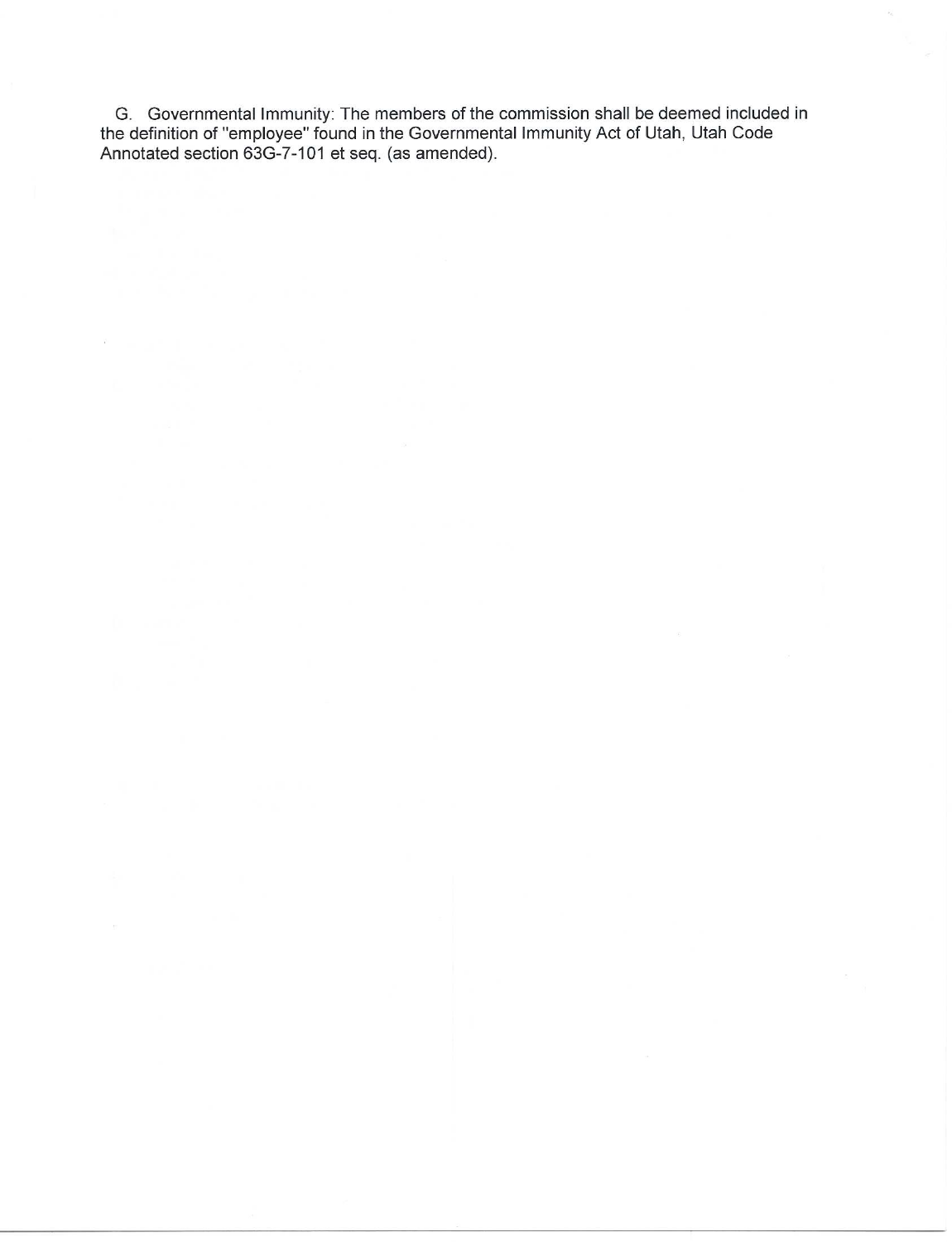G. Governmental Immunity: The members of the commission shall be deemed included in the definition of "employee" found in the Governmental Immunity Act of Utah, Utah Code Annotated section 63G-7-101 et seq. (as amended).